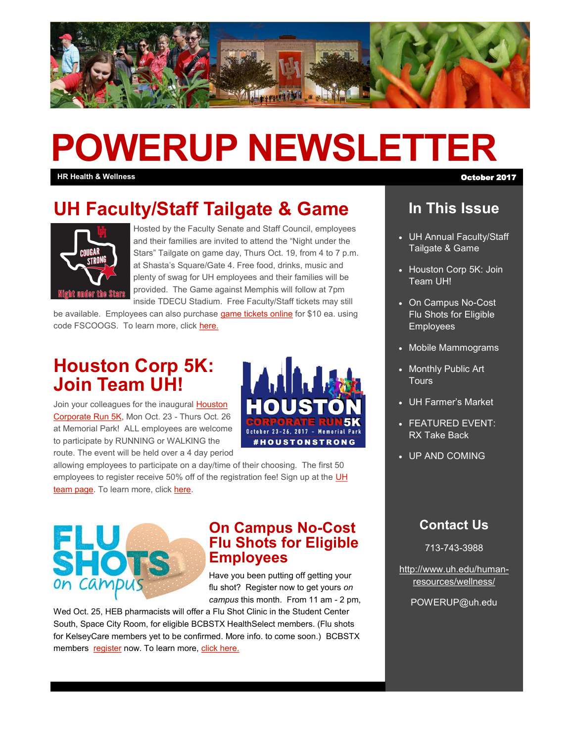# POWERUP NEWSLETTER

**HR Health & Wellness** — **October 2017**

## UH Faculty/Staff Tailgate & Game

Hosted by the Faculty Senate and Staff Council, employees and their families are invited to attend the "Night under the Stars" Tailgate on game day, Thurs Oct. 19, from 4 to 7 p.m. at Shasta's Square/Gate 4. Free food, drinks, music and plenty of swag for UH employees and their families will be provided. The Game against Memphis will follow at 7pm inside TDECU Stadium. Free Faculty/Staff tickets may still be available. Employees can also purchase game tickets online for $10 ea. using code FSCOOGS. To learn more, click here.

## Houston Corp 5K: Join Team UH!

Join your colleagues for the inaugural Houston Corporate Run 5K, Mon Oct. 23 - Thurs Oct. 26 at Memorial Park! ALL employees are welcome to participate by RUNNING or WALKING the route. The event will be held over a 4 day period allowing employees to participate on a day/time of their choosing. The first 50 employees to register receive 50% off of the registration fee! Sign up at the UH team page. To learn more, click here.

## On Campus No-Cost Flu Shots for Eligible Employees

Have you been putting off getting your flu shot? Register now to get yours *on campus* this month. From 11 am - 2 pm, Wed Oct. 25, HEB pharmacists will offer a Flu Shot Clinic in the Student Center South, Space City Room, for eligible BCBSTX HealthSelect members. (Flu shots for KelseyCare members yet to be confirmed. More info. to come soon.) BCBSTX members register now. To learn more, click here.

## In This Issue

- UH Annual Faculty/Staff Tailgate & Game
- Houston Corp 5K: Join Team UH!
- On Campus No-Cost Flu Shots for Eligible Employees
- Mobile Mammograms
- Monthly Public Art Tours
- UH Farmer's Market
- FEATURED EVENT: RX Take Back
- UP AND COMING

## Contact Us

713-743-3988

http://www.uh.edu/human-resources/wellness/

POWERUP@uh.edu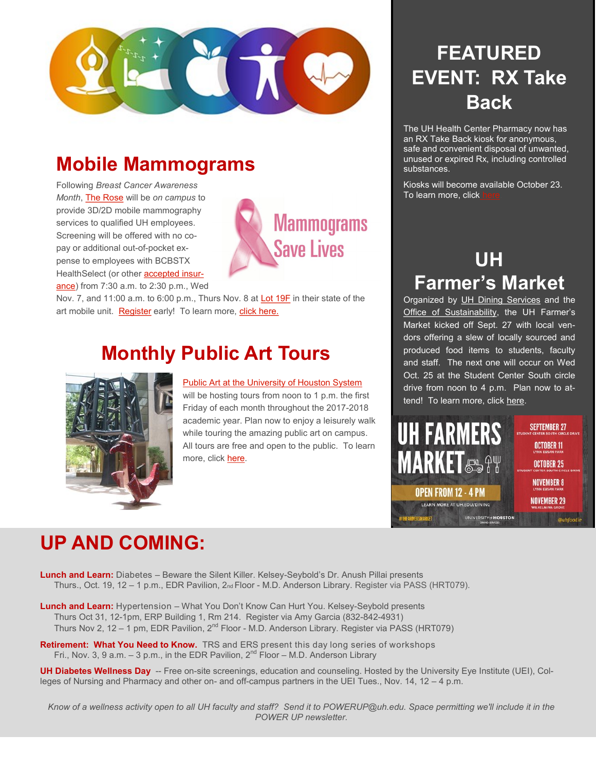## Mobile Mammograms

Following *Breast Cancer Awareness Month*, The Rose will be *on campus* to provide 3D/2D mobile mammography services to qualified UH employees. Screening will be offered with no co-pay or additional out-of-pocket expense to employees with BCBSTX HealthSelect (or other accepted insurance) from 7:30 a.m. to 2:30 p.m., Wed Nov. 7, and 11:00 a.m. to 6:00 p.m., Thurs Nov. 8 at Lot 19F in their state of the art mobile unit. Register early! To learn more, click here.

## Monthly Public Art Tours

Public Art at the University of Houston System will be hosting tours from noon to 1 p.m. the first Friday of each month throughout the 2017-2018 academic year. Plan now to enjoy a leisurely walk while touring the amazing public art on campus. All tours are free and open to the public. To learn more, click here.

## FEATURED EVENT: RX Take Back

The UH Health Center Pharmacy now has an RX Take Back kiosk for anonymous, safe and convenient disposal of unwanted, unused or expired Rx, including controlled substances.

Kiosks will become available October 23. To learn more, click here

## UH Farmer's Market

Organized by UH Dining Services and the Office of Sustainability, the UH Farmer's Market kicked off Sept. 27 with local vendors offering a slew of locally sourced and produced food items to students, faculty and staff. The next one will occur on Wed Oct. 25 at the Student Center South circle drive from noon to 4 p.m. Plan now to attend! To learn more, click here.

## UP AND COMING:

**Lunch and Learn:** Diabetes – Beware the Silent Killer. Kelsey-Seybold's Dr. Anush Pillai presents
Thurs., Oct. 19, 12 – 1 p.m., EDR Pavilion, 2nd Floor - M.D. Anderson Library. Register via PASS (HRT079).

**Lunch and Learn:** Hypertension – What You Don't Know Can Hurt You. Kelsey-Seybold presents
Thurs Oct 31, 12-1pm, ERP Building 1, Rm 214. Register via Amy Garcia (832-842-4931)
Thurs Nov 2, 12 – 1 pm, EDR Pavilion, 2nd Floor - M.D. Anderson Library. Register via PASS (HRT079)

**Retirement: What You Need to Know.** TRS and ERS present this day long series of workshops
Fri., Nov. 3, 9 a.m. – 3 p.m., in the EDR Pavilion, 2nd Floor – M.D. Anderson Library

**UH Diabetes Wellness Day** -- Free on-site screenings, education and counseling. Hosted by the University Eye Institute (UEI), Colleges of Nursing and Pharmacy and other on- and off-campus partners in the UEI Tues., Nov. 14, 12 – 4 p.m.

*Know of a wellness activity open to all UH faculty and staff? Send it to POWERUP@uh.edu. Space permitting we'll include it in the POWER UP newsletter.*